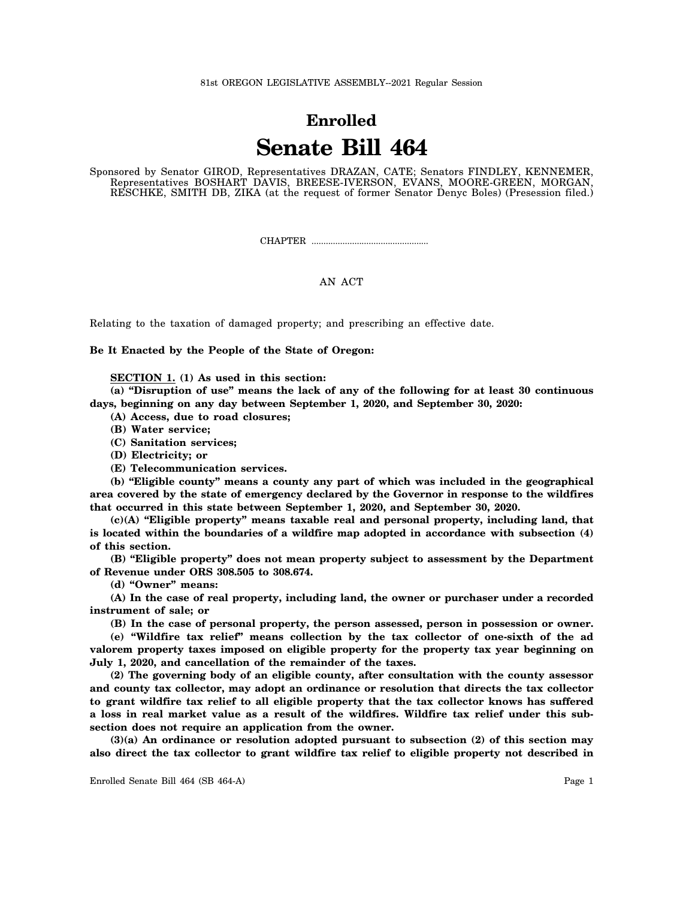81st OREGON LEGISLATIVE ASSEMBLY--2021 Regular Session

# Enrolled

# Senate Bill 464

Sponsored by Senator GIROD, Representatives DRAZAN, CATE; Senators FINDLEY, KENNEMER, Representatives BOSHART DAVIS, BREESE-IVERSON, EVANS, MOORE-GREEN, MORGAN, RESCHKE, SMITH DB, ZIKA (at the request of former Senator Denyc Boles) (Presession filed.)

CHAPTER .................................................

AN ACT

Relating to the taxation of damaged property; and prescribing an effective date.

**Be It Enacted by the People of the State of Oregon:**

**SECTION 1. (1) As used in this section:**

**(a) "Disruption of use" means the lack of any of the following for at least 30 continuous days, beginning on any day between September 1, 2020, and September 30, 2020:**

**(A) Access, due to road closures;**

**(B) Water service;**

**(C) Sanitation services;**

**(D) Electricity; or**

**(E) Telecommunication services.**

**(b) "Eligible county" means a county any part of which was included in the geographical area covered by the state of emergency declared by the Governor in response to the wildfires that occurred in this state between September 1, 2020, and September 30, 2020.**

**(c)(A) "Eligible property" means taxable real and personal property, including land, that is located within the boundaries of a wildfire map adopted in accordance with subsection (4) of this section.**

**(B) "Eligible property" does not mean property subject to assessment by the Department of Revenue under ORS 308.505 to 308.674.**

**(d) "Owner" means:**

**(A) In the case of real property, including land, the owner or purchaser under a recorded instrument of sale; or**

**(B) In the case of personal property, the person assessed, person in possession or owner.**

**(e) "Wildfire tax relief" means collection by the tax collector of one-sixth of the ad valorem property taxes imposed on eligible property for the property tax year beginning on July 1, 2020, and cancellation of the remainder of the taxes.**

**(2) The governing body of an eligible county, after consultation with the county assessor and county tax collector, may adopt an ordinance or resolution that directs the tax collector to grant wildfire tax relief to all eligible property that the tax collector knows has suffered a loss in real market value as a result of the wildfires. Wildfire tax relief under this subsection does not require an application from the owner.**

**(3)(a) An ordinance or resolution adopted pursuant to subsection (2) of this section may also direct the tax collector to grant wildfire tax relief to eligible property not described in**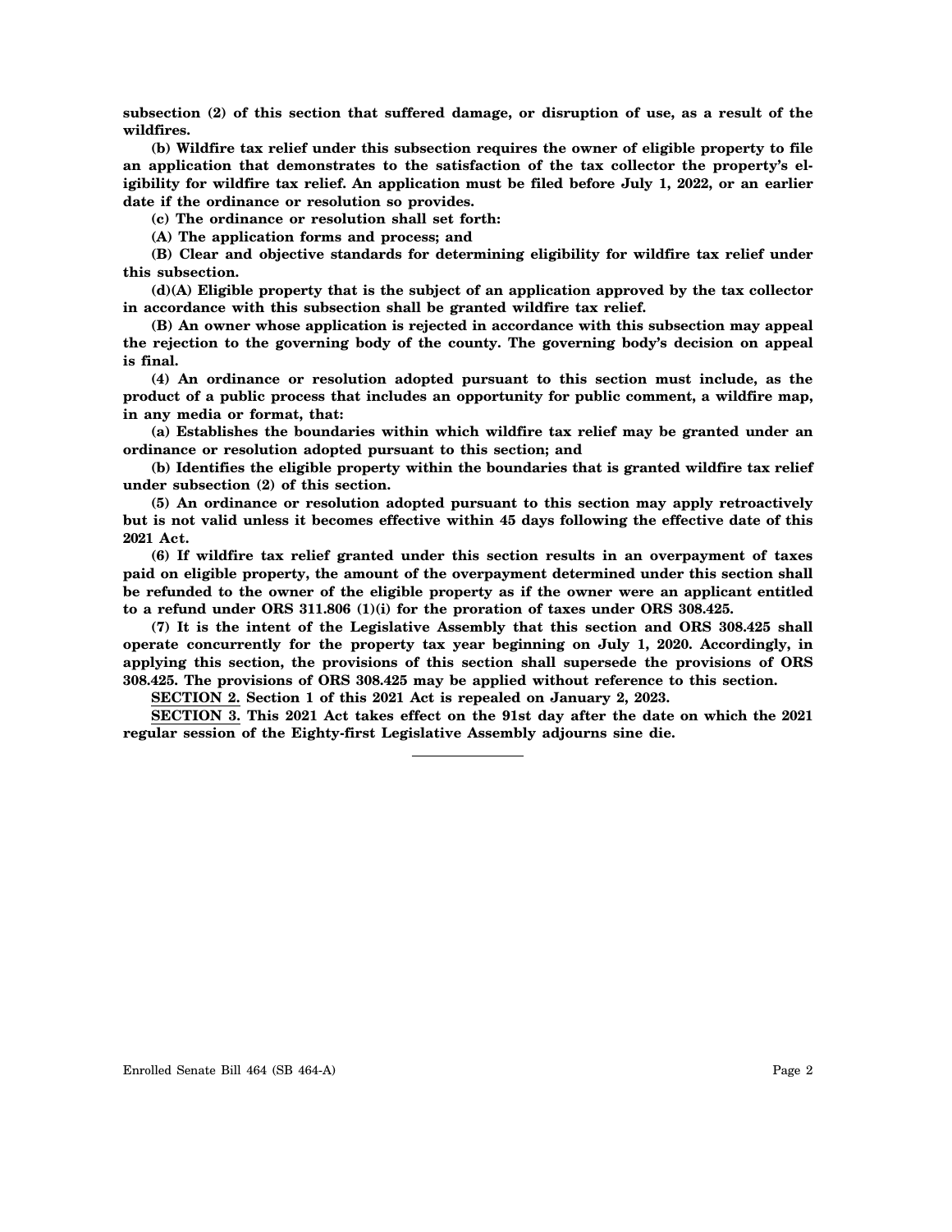**subsection (2) of this section that suffered damage, or disruption of use, as a result of the wildfires.**

**(b) Wildfire tax relief under this subsection requires the owner of eligible property to file an application that demonstrates to the satisfaction of the tax collector the property's eligibility for wildfire tax relief. An application must be filed before July 1, 2022, or an earlier date if the ordinance or resolution so provides.**

**(c) The ordinance or resolution shall set forth:**

**(A) The application forms and process; and**

**(B) Clear and objective standards for determining eligibility for wildfire tax relief under this subsection.**

**(d)(A) Eligible property that is the subject of an application approved by the tax collector in accordance with this subsection shall be granted wildfire tax relief.**

**(B) An owner whose application is rejected in accordance with this subsection may appeal the rejection to the governing body of the county. The governing body's decision on appeal is final.**

**(4) An ordinance or resolution adopted pursuant to this section must include, as the product of a public process that includes an opportunity for public comment, a wildfire map, in any media or format, that:**

**(a) Establishes the boundaries within which wildfire tax relief may be granted under an ordinance or resolution adopted pursuant to this section; and**

**(b) Identifies the eligible property within the boundaries that is granted wildfire tax relief under subsection (2) of this section.**

**(5) An ordinance or resolution adopted pursuant to this section may apply retroactively but is not valid unless it becomes effective within 45 days following the effective date of this 2021 Act.**

**(6) If wildfire tax relief granted under this section results in an overpayment of taxes paid on eligible property, the amount of the overpayment determined under this section shall be refunded to the owner of the eligible property as if the owner were an applicant entitled to a refund under ORS 311.806 (1)(i) for the proration of taxes under ORS 308.425.**

**(7) It is the intent of the Legislative Assembly that this section and ORS 308.425 shall operate concurrently for the property tax year beginning on July 1, 2020. Accordingly, in applying this section, the provisions of this section shall supersede the provisions of ORS 308.425. The provisions of ORS 308.425 may be applied without reference to this section.**

**SECTION 2. Section 1 of this 2021 Act is repealed on January 2, 2023.**

**SECTION 3. This 2021 Act takes effect on the 91st day after the date on which the 2021 regular session of the Eighty-first Legislative Assembly adjourns sine die.**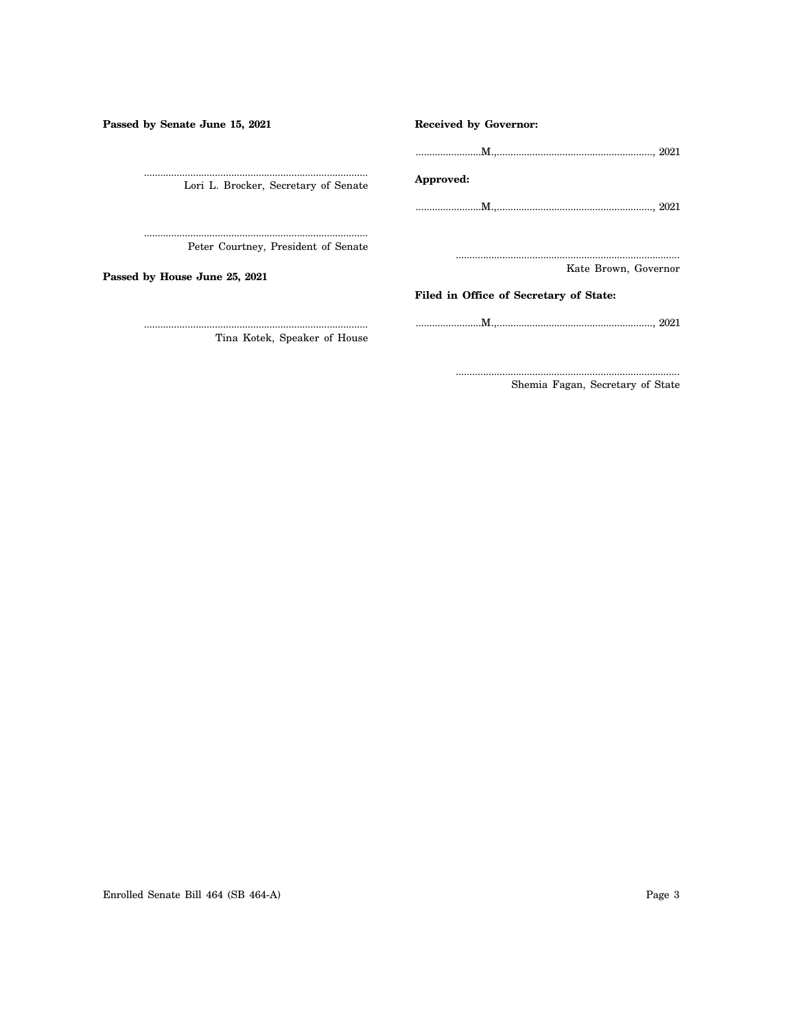**Passed by Senate June 15, 2021**

..................................................................................
Lori L. Brocker, Secretary of Senate

..................................................................................
Peter Courtney, President of Senate

**Passed by House June 25, 2021**

..................................................................................
Tina Kotek, Speaker of House

**Received by Governor:**

........................M.,.........................................................., 2021

**Approved:**

........................M.,.........................................................., 2021

..................................................................................
Kate Brown, Governor

**Filed in Office of Secretary of State:**

........................M.,.........................................................., 2021

..................................................................................
Shemia Fagan, Secretary of State